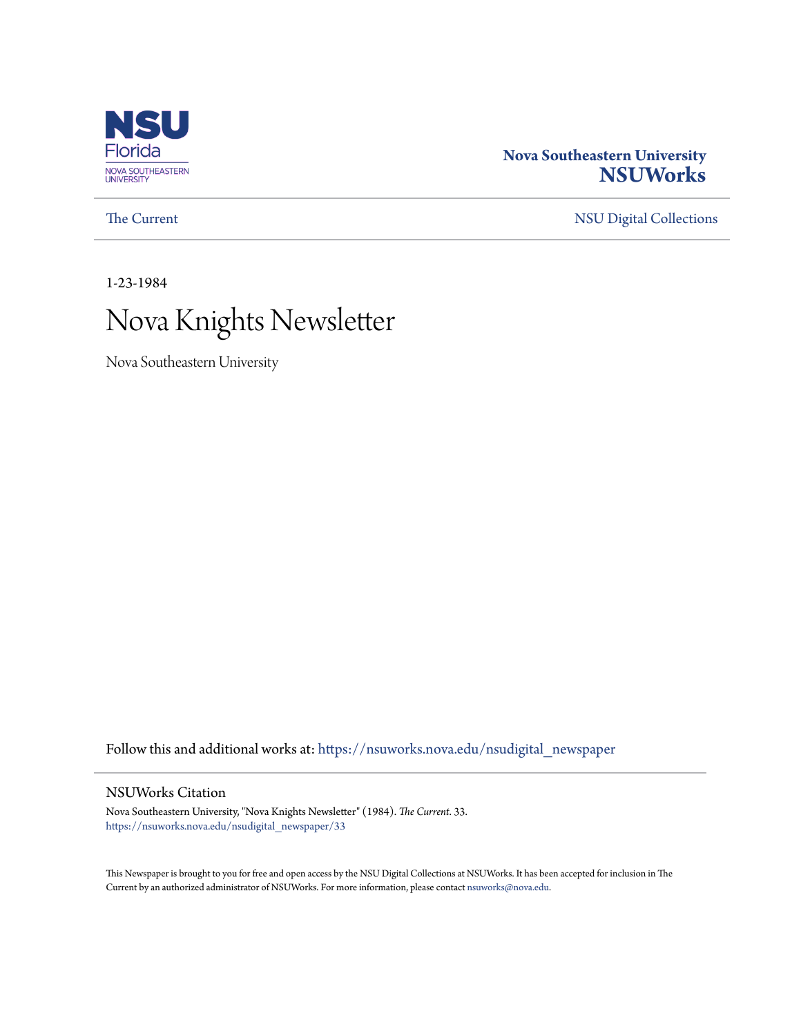NSU Florida
NOVA SOUTHEASTERN UNIVERSITY

**Nova Southeastern University**
**NSUWorks**

The Current | NSU Digital Collections

1-23-1984

# Nova Knights Newsletter

Nova Southeastern University

Follow this and additional works at: https://nsuworks.nova.edu/nsudigital_newspaper

## NSUWorks Citation

Nova Southeastern University, "Nova Knights Newsletter" (1984). *The Current*. 33.
https://nsuworks.nova.edu/nsudigital_newspaper/33

This Newspaper is brought to you for free and open access by the NSU Digital Collections at NSUWorks. It has been accepted for inclusion in The Current by an authorized administrator of NSUWorks. For more information, please contact nsuworks@nova.edu.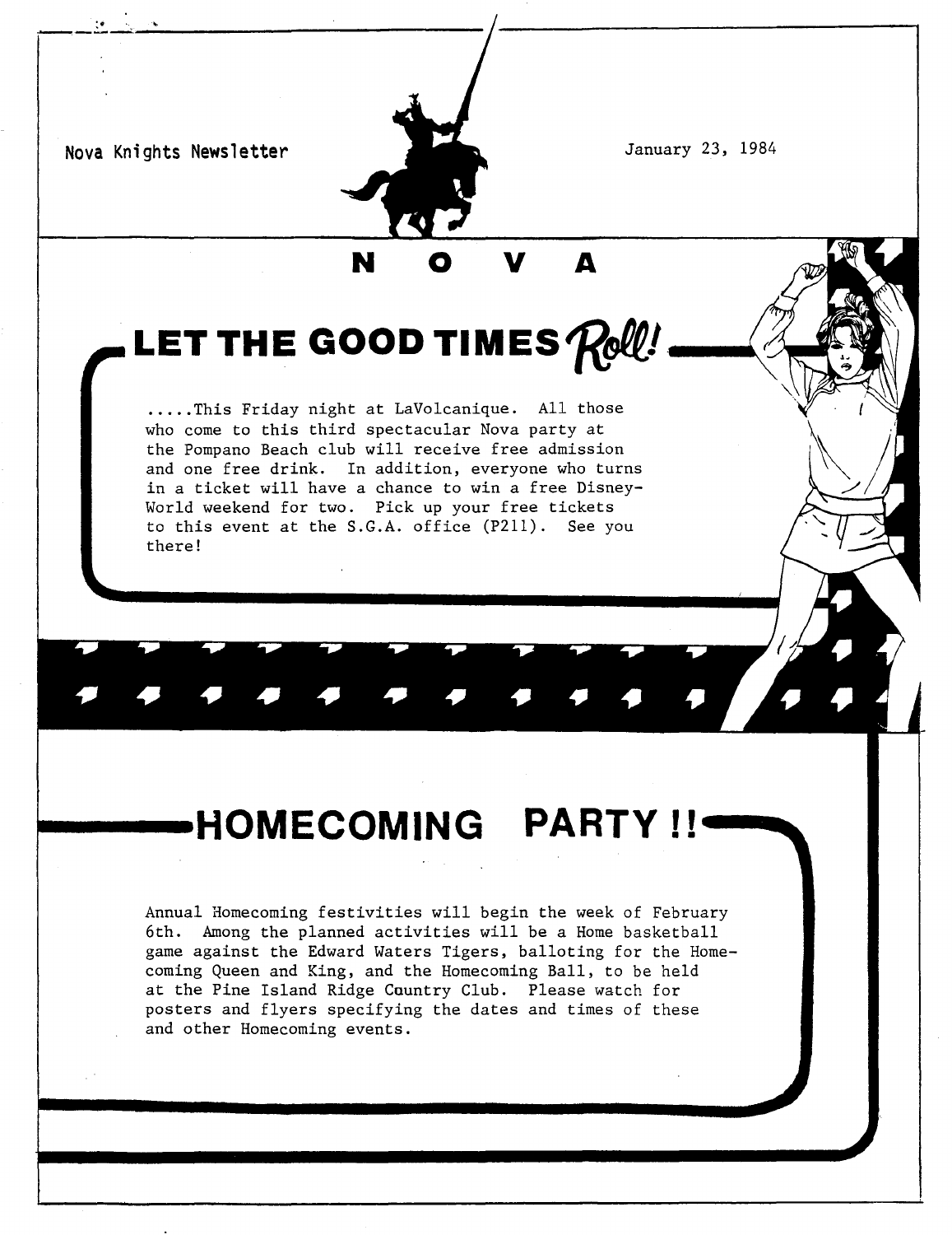Nova Knights Newsletter

January 23, 1984

# N O V A

## LET THE GOOD TIMES Roll!

.....This Friday night at LaVolcanique. All those who come to this third spectacular Nova party at the Pompano Beach club will receive free admission and one free drink. In addition, everyone who turns in a ticket will have a chance to win a free Disney-World weekend for two. Pick up your free tickets to this event at the S.G.A. office (P211). See you there!

## HOMECOMING PARTY !!

Annual Homecoming festivities will begin the week of February 6th. Among the planned activities will be a Home basketball game against the Edward Waters Tigers, balloting for the Homecoming Queen and King, and the Homecoming Ball, to be held at the Pine Island Ridge Country Club. Please watch for posters and flyers specifying the dates and times of these and other Homecoming events.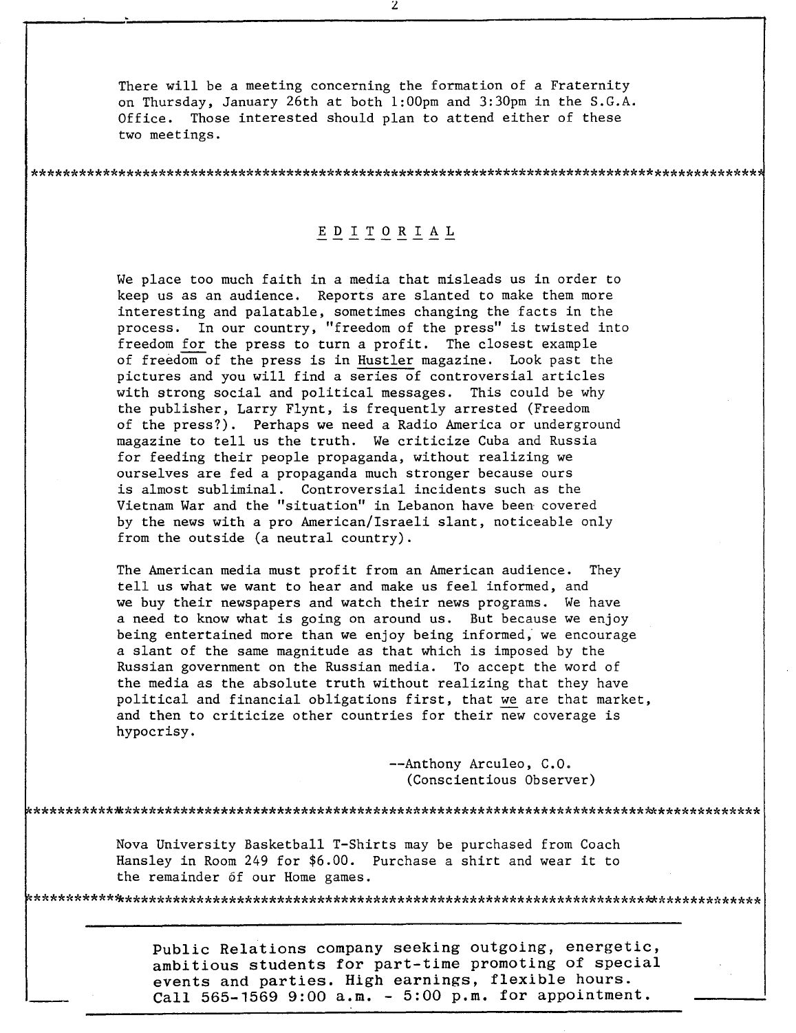There will be a meeting concerning the formation of a Fraternity on Thursday, January 26th at both 1:00pm and 3:30pm in the S.G.A. Office. Those interested should plan to attend either of these two meetings.

---

## EDITORIAL

We place too much faith in a media that misleads us in order to keep us as an audience. Reports are slanted to make them more interesting and palatable, sometimes changing the facts in the process. In our country, "freedom of the press" is twisted into freedom _for_ the press to turn a profit. The closest example of freedom of the press is in _Hustler_ magazine. Look past the pictures and you will find a series of controversial articles with strong social and political messages. This could be why the publisher, Larry Flynt, is frequently arrested (Freedom of the press?). Perhaps we need a Radio America or underground magazine to tell us the truth. We criticize Cuba and Russia for feeding their people propaganda, without realizing we ourselves are fed a propaganda much stronger because ours is almost subliminal. Controversial incidents such as the Vietnam War and the "situation" in Lebanon have been covered by the news with a pro American/Israeli slant, noticeable only from the outside (a neutral country).

The American media must profit from an American audience. They tell us what we want to hear and make us feel informed, and we buy their newspapers and watch their news programs. We have a need to know what is going on around us. But because we enjoy being entertained more than we enjoy being informed, we encourage a slant of the same magnitude as that which is imposed by the Russian government on the Russian media. To accept the word of the media as the absolute truth without realizing that they have political and financial obligations first, that _we_ are that market, and then to criticize other countries for their new coverage is hypocrisy.

--Anthony Arculeo, C.O.
(Conscientious Observer)

---

Nova University Basketball T-Shirts may be purchased from Coach Hansley in Room 249 for $6.00. Purchase a shirt and wear it to the remainder of our Home games.

---

Public Relations company seeking outgoing, energetic, ambitious students for part-time promoting of special events and parties. High earnings, flexible hours. Call 565-1569 9:00 a.m. - 5:00 p.m. for appointment.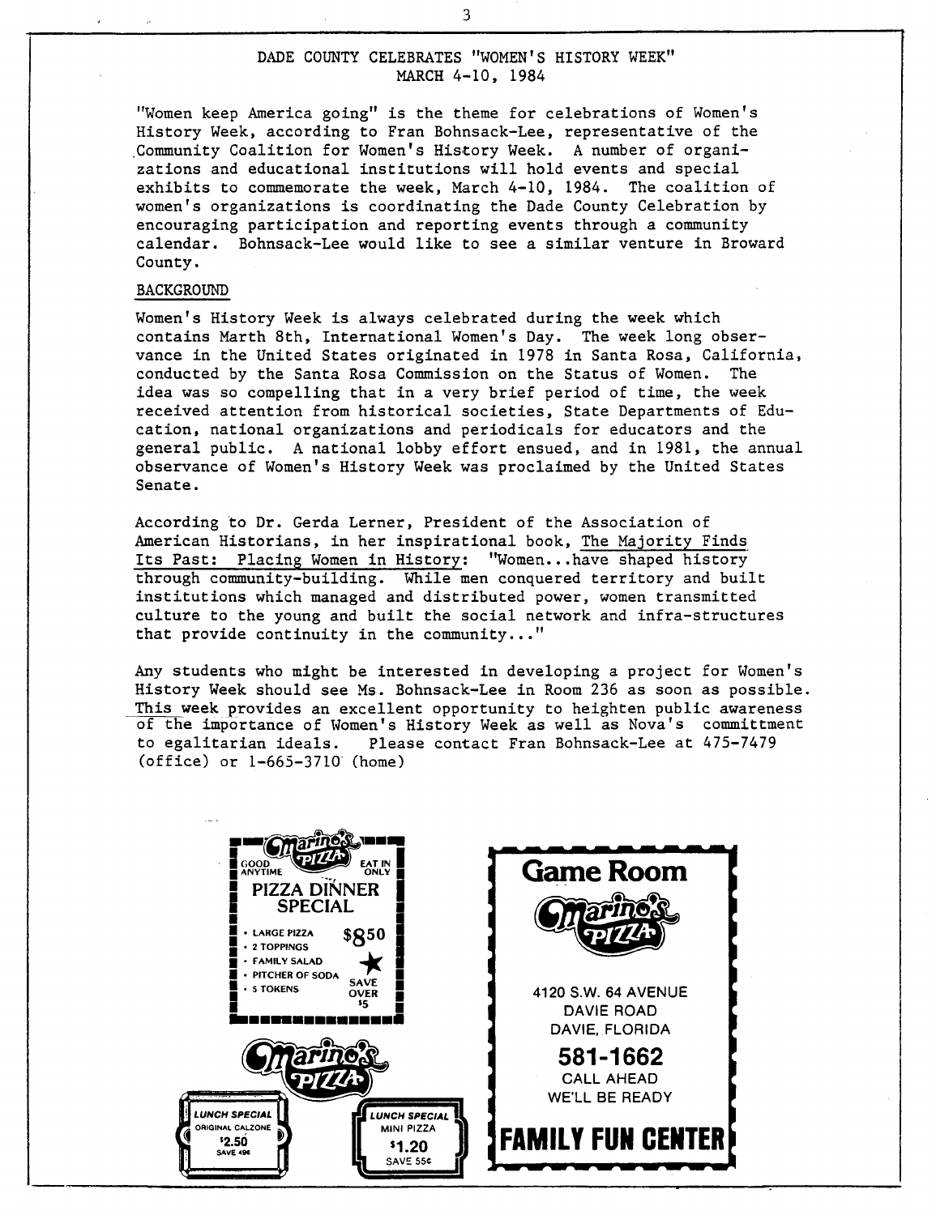## DADE COUNTY CELEBRATES "WOMEN'S HISTORY WEEK"
## MARCH 4-10, 1984

"Women keep America going" is the theme for celebrations of Women's History Week, according to Fran Bohnsack-Lee, representative of the Community Coalition for Women's History Week. A number of organizations and educational institutions will hold events and special exhibits to commemorate the week, March 4-10, 1984. The coalition of women's organizations is coordinating the Dade County Celebration by encouraging participation and reporting events through a community calendar. Bohnsack-Lee would like to see a similar venture in Broward County.

### BACKGROUND

Women's History Week is always celebrated during the week which contains Marth 8th, International Women's Day. The week long observance in the United States originated in 1978 in Santa Rosa, California, conducted by the Santa Rosa Commission on the Status of Women. The idea was so compelling that in a very brief period of time, the week received attention from historical societies, State Departments of Education, national organizations and periodicals for educators and the general public. A national lobby effort ensued, and in 1981, the annual observance of Women's History Week was proclaimed by the United States Senate.

According to Dr. Gerda Lerner, President of the Association of American Historians, in her inspirational book, The Majority Finds Its Past: Placing Women in History: "Women...have shaped history through community-building. While men conquered territory and built institutions which managed and distributed power, women transmitted culture to the young and built the social network and infra-structures that provide continuity in the community..."

Any students who might be interested in developing a project for Women's History Week should see Ms. Bohnsack-Lee in Room 236 as soon as possible. This week provides an excellent opportunity to heighten public awareness of the importance of Women's History Week as well as Nova's committment to egalitarian ideals. Please contact Fran Bohnsack-Lee at 475-7479 (office) or 1-665-3710 (home)

---

**Marino's Pizza**

GOOD ANYTIME — EAT IN ONLY

**PIZZA DINNER SPECIAL**

- LARGE PIZZA
- 2 TOPPINGS
- FAMILY SALAD
- PITCHER OF SODA
- 5 TOKENS

$8.50 — SAVE OVER $5

**Marino's Pizza**

LUNCH SPECIAL — ORIGINAL CALZONE — $2.50 — SAVE 49¢

LUNCH SPECIAL — MINI PIZZA — $1.20 — SAVE 55¢

---

**Game Room**

**Marino's Pizza**

4120 S.W. 64 AVENUE
DAVIE ROAD
DAVIE, FLORIDA

**581-1662**

CALL AHEAD
WE'LL BE READY

**FAMILY FUN CENTER**